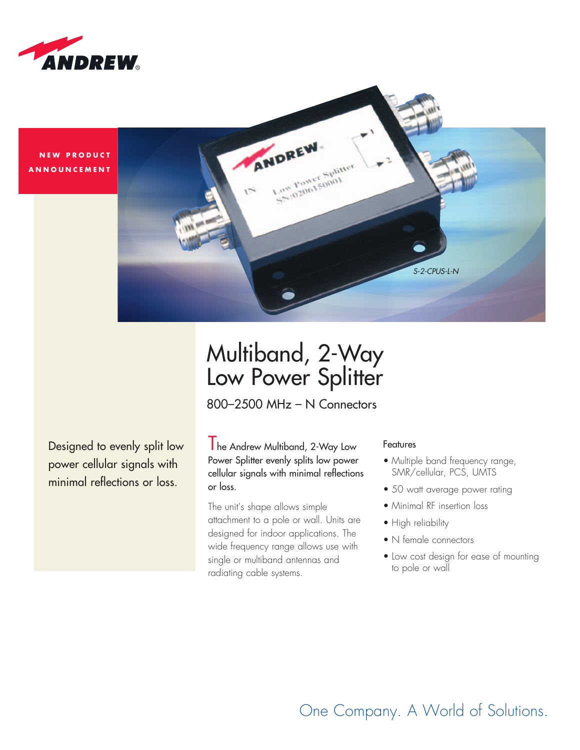NEW PRODUCT ANNOUNCEMENT

S-2-CPUS-L-N

# Multiband, 2-Way Low Power Splitter

800–2500 MHz – N Connectors

Designed to evenly split low power cellular signals with minimal reflections or loss.

The Andrew Multiband, 2-Way Low Power Splitter evenly splits low power cellular signals with minimal reflections or loss.

The unit's shape allows simple attachment to a pole or wall. Units are designed for indoor applications. The wide frequency range allows use with single or multiband antennas and radiating cable systems.

### Features

- Multiple band frequency range, SMR/cellular, PCS, UMTS
- 50 watt average power rating
- Minimal RF insertion loss
- High reliability
- N female connectors
- Low cost design for ease of mounting to pole or wall

One Company. A World of Solutions.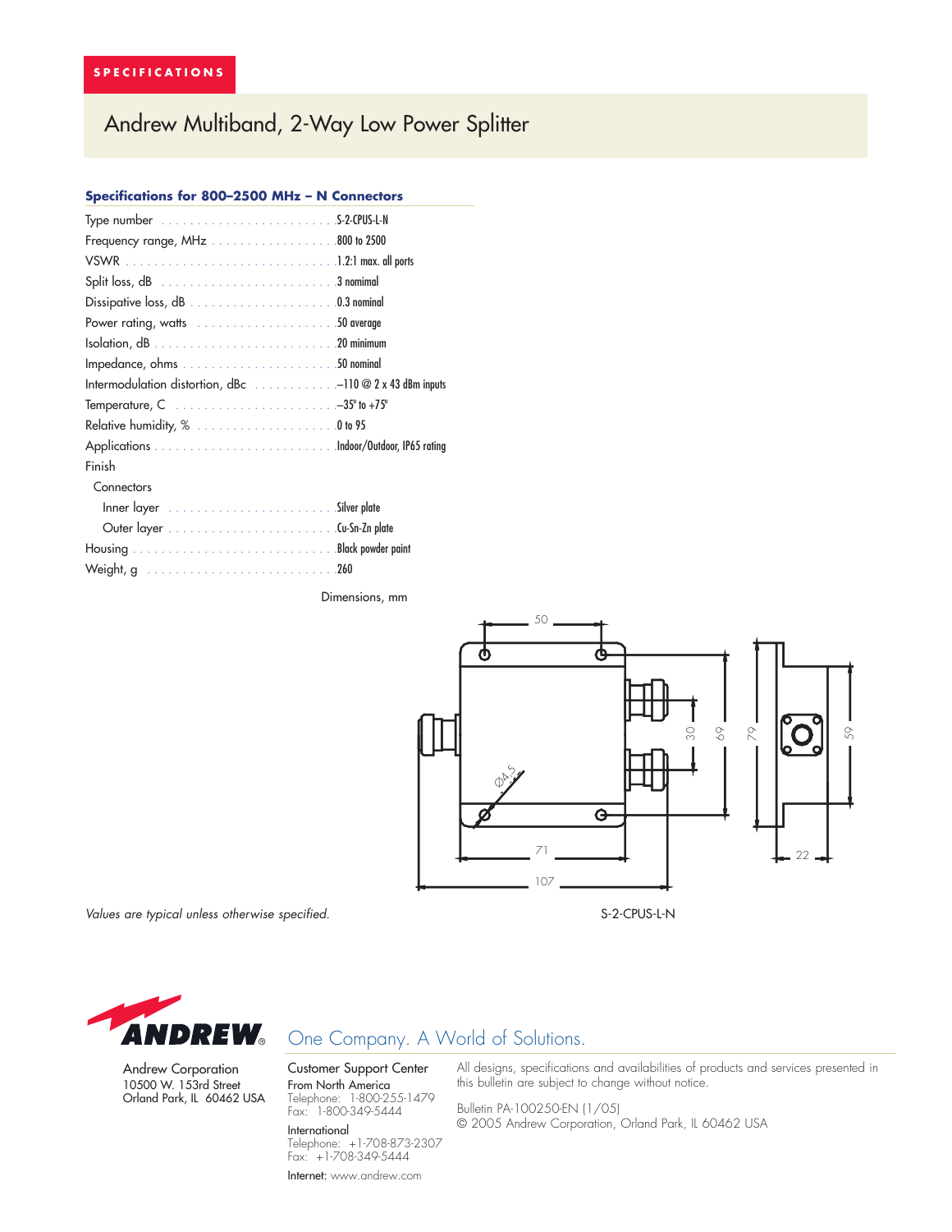SPECIFICATIONS

# Andrew Multiband, 2-Way Low Power Splitter

### Specifications for 800–2500 MHz – N Connectors

| | |
|---|---|
| Type number | S-2-CPUS-L-N |
| Frequency range, MHz | 800 to 2500 |
| VSWR | 1.2:1 max. all ports |
| Split loss, dB | 3 nominal |
| Dissipative loss, dB | 0.3 nominal |
| Power rating, watts | 50 average |
| Isolation, dB | 20 minimum |
| Impedance, ohms | 50 nominal |
| Intermodulation distortion, dBc | –110 @ 2 x 43 dBm inputs |
| Temperature, C | –35° to +75° |
| Relative humidity, % | 0 to 95 |
| Applications | Indoor/Outdoor, IP65 rating |
| Finish | |
| Connectors | |
| Inner layer | Silver plate |
| Outer layer | Cu-Sn-Zn plate |
| Housing | Black powder paint |
| Weight, g | 260 |

Dimensions, mm

50
30
69
79
59
Ø4,5
71
22
107

*Values are typical unless otherwise specified.*

S-2-CPUS-L-N

ANDREW®

One Company. A World of Solutions.

Andrew Corporation
10500 W. 153rd Street
Orland Park, IL 60462 USA

Customer Support Center
From North America
Telephone: 1-800-255-1479
Fax: 1-800-349-5444

International
Telephone: +1-708-873-2307
Fax: +1-708-349-5444

Internet: www.andrew.com

All designs, specifications and availabilities of products and services presented in this bulletin are subject to change without notice.

Bulletin PA-100250-EN (1/05)
© 2005 Andrew Corporation, Orland Park, IL 60462 USA